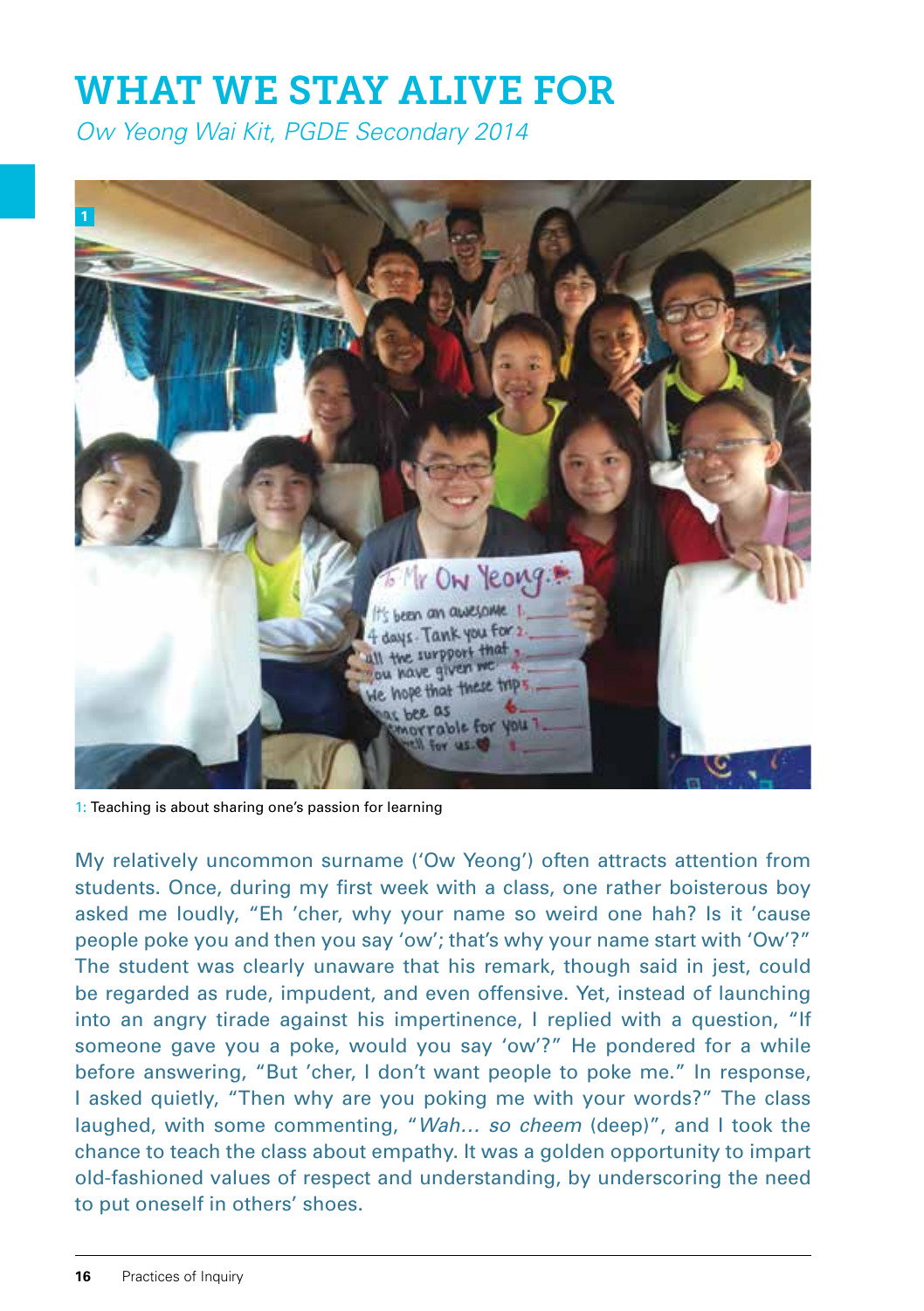# WHAT WE STAY ALIVE FOR

*Ow Yeong Wai Kit, PGDE Secondary 2014*

1: Teaching is about sharing one's passion for learning

My relatively uncommon surname ('Ow Yeong') often attracts attention from students. Once, during my first week with a class, one rather boisterous boy asked me loudly, "Eh 'cher, why your name so weird one hah? Is it 'cause people poke you and then you say 'ow'; that's why your name start with 'Ow'?" The student was clearly unaware that his remark, though said in jest, could be regarded as rude, impudent, and even offensive. Yet, instead of launching into an angry tirade against his impertinence, I replied with a question, "If someone gave you a poke, would you say 'ow'?" He pondered for a while before answering, "But 'cher, I don't want people to poke me." In response, I asked quietly, "Then why are you poking me with your words?" The class laughed, with some commenting, "*Wah… so cheem* (deep)", and I took the chance to teach the class about empathy. It was a golden opportunity to impart old-fashioned values of respect and understanding, by underscoring the need to put oneself in others' shoes.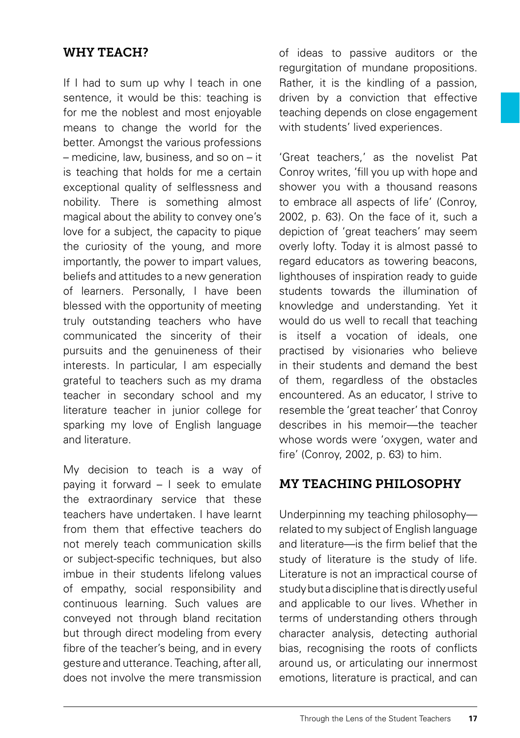## WHY TEACH?

If I had to sum up why I teach in one sentence, it would be this: teaching is for me the noblest and most enjoyable means to change the world for the better. Amongst the various professions – medicine, law, business, and so on – it is teaching that holds for me a certain exceptional quality of selflessness and nobility. There is something almost magical about the ability to convey one's love for a subject, the capacity to pique the curiosity of the young, and more importantly, the power to impart values, beliefs and attitudes to a new generation of learners. Personally, I have been blessed with the opportunity of meeting truly outstanding teachers who have communicated the sincerity of their pursuits and the genuineness of their interests. In particular, I am especially grateful to teachers such as my drama teacher in secondary school and my literature teacher in junior college for sparking my love of English language and literature.

My decision to teach is a way of paying it forward – I seek to emulate the extraordinary service that these teachers have undertaken. I have learnt from them that effective teachers do not merely teach communication skills or subject-specific techniques, but also imbue in their students lifelong values of empathy, social responsibility and continuous learning. Such values are conveyed not through bland recitation but through direct modeling from every fibre of the teacher's being, and in every gesture and utterance. Teaching, after all, does not involve the mere transmission of ideas to passive auditors or the regurgitation of mundane propositions. Rather, it is the kindling of a passion, driven by a conviction that effective teaching depends on close engagement with students' lived experiences.

'Great teachers,' as the novelist Pat Conroy writes, 'fill you up with hope and shower you with a thousand reasons to embrace all aspects of life' (Conroy, 2002, p. 63). On the face of it, such a depiction of 'great teachers' may seem overly lofty. Today it is almost passé to regard educators as towering beacons, lighthouses of inspiration ready to guide students towards the illumination of knowledge and understanding. Yet it would do us well to recall that teaching is itself a vocation of ideals, one practised by visionaries who believe in their students and demand the best of them, regardless of the obstacles encountered. As an educator, I strive to resemble the 'great teacher' that Conroy describes in his memoir—the teacher whose words were 'oxygen, water and fire' (Conroy, 2002, p. 63) to him.

## MY TEACHING PHILOSOPHY

Underpinning my teaching philosophy—related to my subject of English language and literature—is the firm belief that the study of literature is the study of life. Literature is not an impractical course of study but a discipline that is directly useful and applicable to our lives. Whether in terms of understanding others through character analysis, detecting authorial bias, recognising the roots of conflicts around us, or articulating our innermost emotions, literature is practical, and can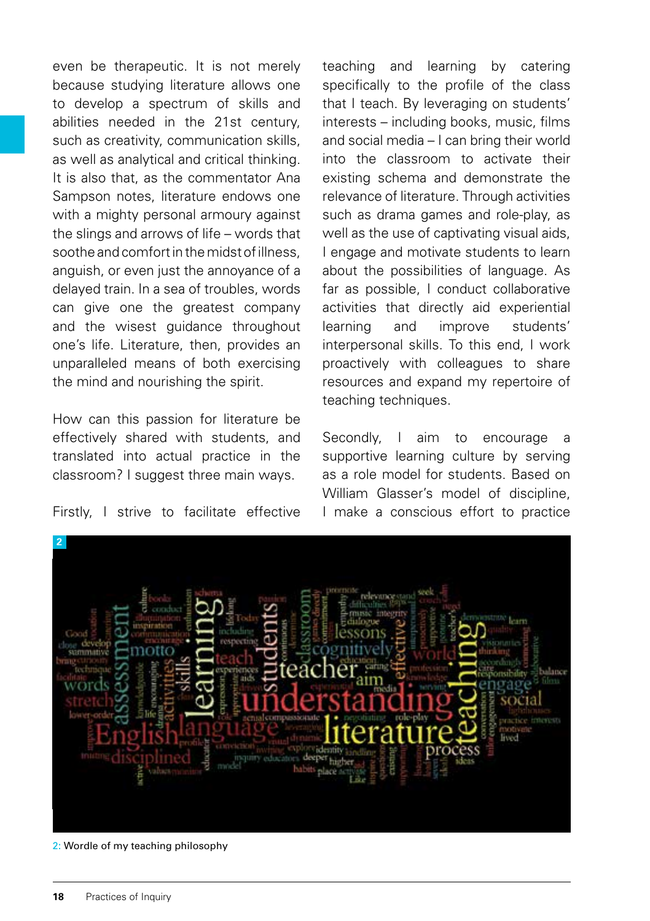even be therapeutic. It is not merely because studying literature allows one to develop a spectrum of skills and abilities needed in the 21st century, such as creativity, communication skills, as well as analytical and critical thinking. It is also that, as the commentator Ana Sampson notes, literature endows one with a mighty personal armoury against the slings and arrows of life – words that soothe and comfort in the midst of illness, anguish, or even just the annoyance of a delayed train. In a sea of troubles, words can give one the greatest company and the wisest guidance throughout one's life. Literature, then, provides an unparalleled means of both exercising the mind and nourishing the spirit.

How can this passion for literature be effectively shared with students, and translated into actual practice in the classroom? I suggest three main ways.

Firstly, I strive to facilitate effective teaching and learning by catering specifically to the profile of the class that I teach. By leveraging on students' interests – including books, music, films and social media – I can bring their world into the classroom to activate their existing schema and demonstrate the relevance of literature. Through activities such as drama games and role-play, as well as the use of captivating visual aids, I engage and motivate students to learn about the possibilities of language. As far as possible, I conduct collaborative activities that directly aid experiential learning and improve students' interpersonal skills. To this end, I work proactively with colleagues to share resources and expand my repertoire of teaching techniques.

Secondly, I aim to encourage a supportive learning culture by serving as a role model for students. Based on William Glasser's model of discipline, I make a conscious effort to practice

2: Wordle of my teaching philosophy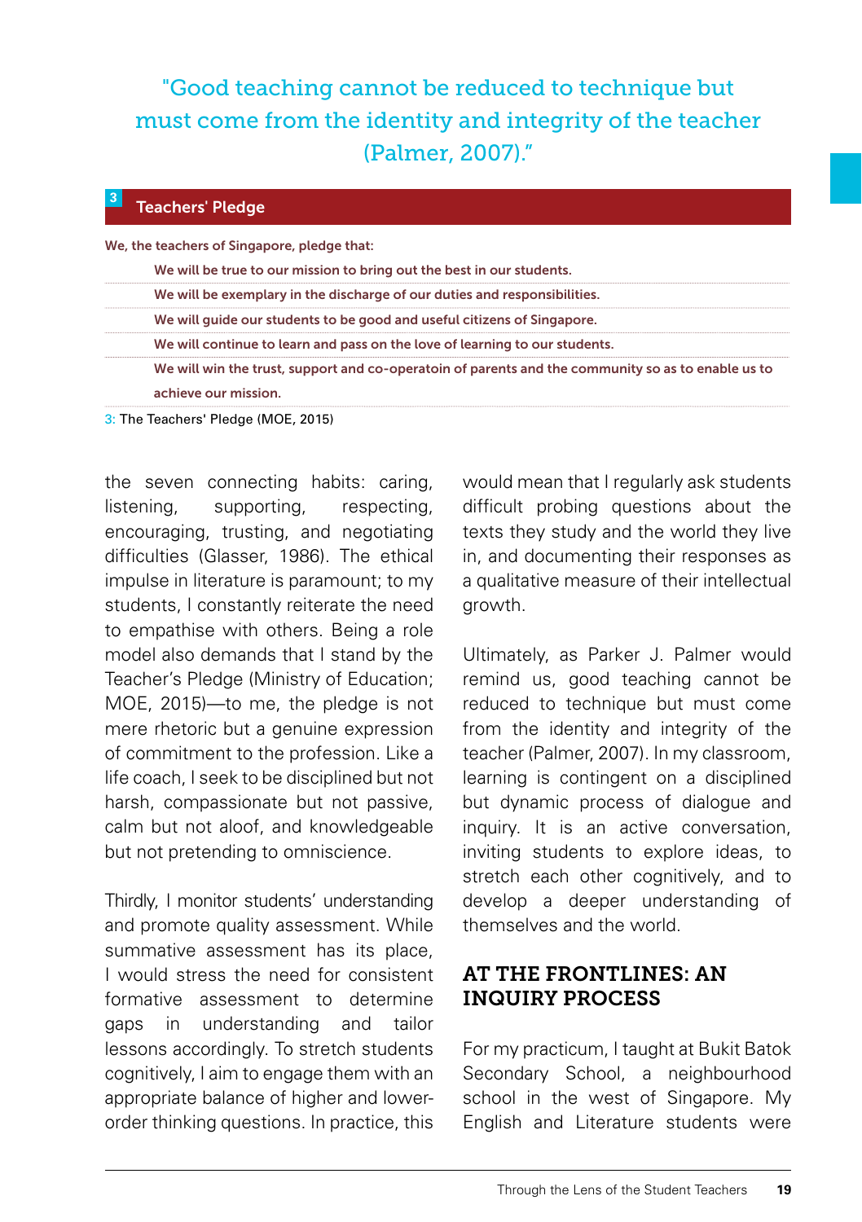"Good teaching cannot be reduced to technique but must come from the identity and integrity of the teacher (Palmer, 2007)."

**3 Teachers' Pledge**

We, the teachers of Singapore, pledge that:

- We will be true to our mission to bring out the best in our students.
- We will be exemplary in the discharge of our duties and responsibilities.
- We will guide our students to be good and useful citizens of Singapore.
- We will continue to learn and pass on the love of learning to our students.
- We will win the trust, support and co-operatoin of parents and the community so as to enable us to achieve our mission.

3: The Teachers' Pledge (MOE, 2015)

the seven connecting habits: caring, listening, supporting, respecting, encouraging, trusting, and negotiating difficulties (Glasser, 1986). The ethical impulse in literature is paramount; to my students, I constantly reiterate the need to empathise with others. Being a role model also demands that I stand by the Teacher's Pledge (Ministry of Education; MOE, 2015)—to me, the pledge is not mere rhetoric but a genuine expression of commitment to the profession. Like a life coach, I seek to be disciplined but not harsh, compassionate but not passive, calm but not aloof, and knowledgeable but not pretending to omniscience.

Thirdly, I monitor students' understanding and promote quality assessment. While summative assessment has its place, I would stress the need for consistent formative assessment to determine gaps in understanding and tailor lessons accordingly. To stretch students cognitively, I aim to engage them with an appropriate balance of higher and lower-order thinking questions. In practice, this would mean that I regularly ask students difficult probing questions about the texts they study and the world they live in, and documenting their responses as a qualitative measure of their intellectual growth.

Ultimately, as Parker J. Palmer would remind us, good teaching cannot be reduced to technique but must come from the identity and integrity of the teacher (Palmer, 2007). In my classroom, learning is contingent on a disciplined but dynamic process of dialogue and inquiry. It is an active conversation, inviting students to explore ideas, to stretch each other cognitively, and to develop a deeper understanding of themselves and the world.

## AT THE FRONTLINES: AN INQUIRY PROCESS

For my practicum, I taught at Bukit Batok Secondary School, a neighbourhood school in the west of Singapore. My English and Literature students were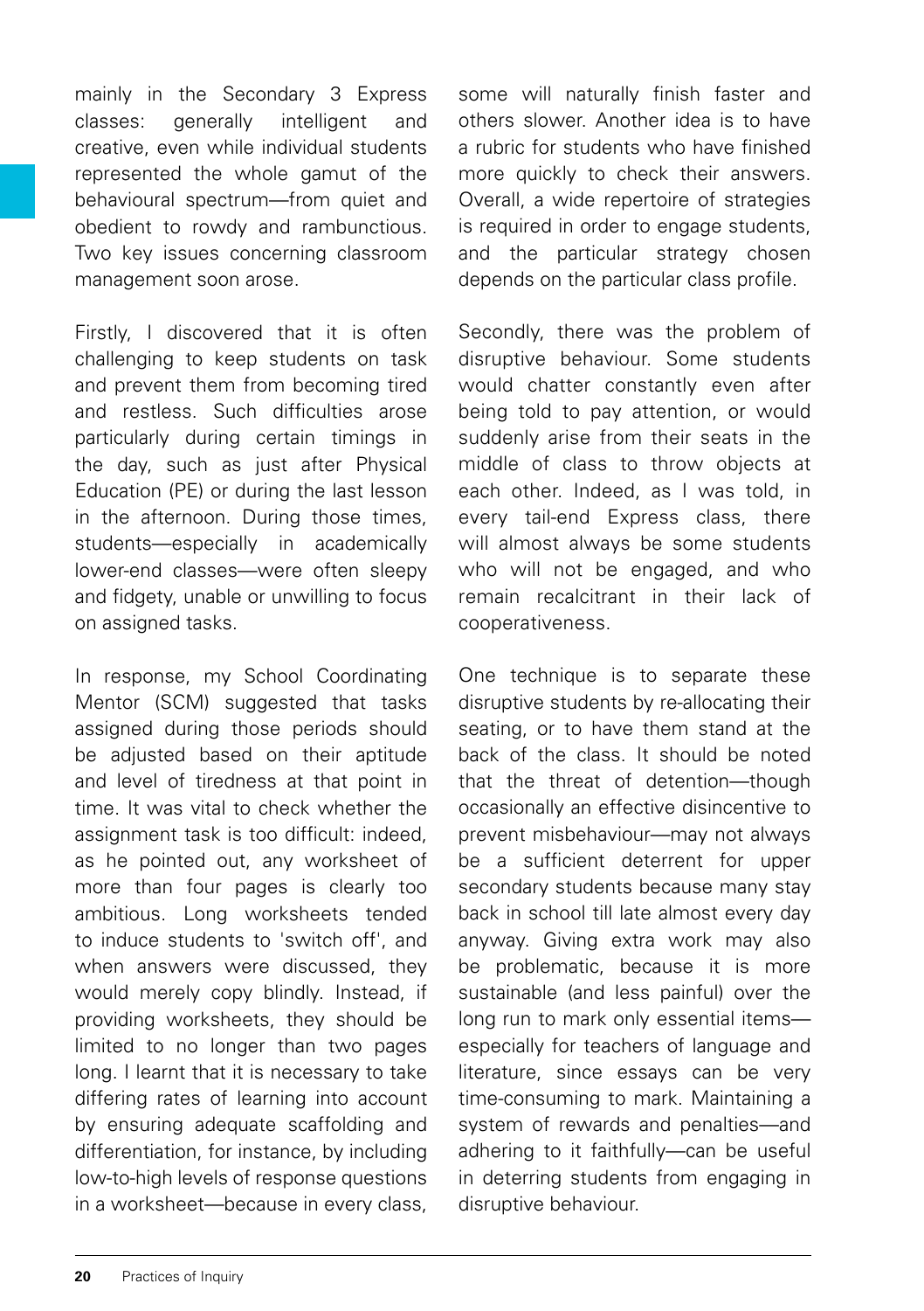mainly in the Secondary 3 Express classes: generally intelligent and creative, even while individual students represented the whole gamut of the behavioural spectrum—from quiet and obedient to rowdy and rambunctious. Two key issues concerning classroom management soon arose.

Firstly, I discovered that it is often challenging to keep students on task and prevent them from becoming tired and restless. Such difficulties arose particularly during certain timings in the day, such as just after Physical Education (PE) or during the last lesson in the afternoon. During those times, students—especially in academically lower-end classes—were often sleepy and fidgety, unable or unwilling to focus on assigned tasks.

In response, my School Coordinating Mentor (SCM) suggested that tasks assigned during those periods should be adjusted based on their aptitude and level of tiredness at that point in time. It was vital to check whether the assignment task is too difficult: indeed, as he pointed out, any worksheet of more than four pages is clearly too ambitious. Long worksheets tended to induce students to 'switch off', and when answers were discussed, they would merely copy blindly. Instead, if providing worksheets, they should be limited to no longer than two pages long. I learnt that it is necessary to take differing rates of learning into account by ensuring adequate scaffolding and differentiation, for instance, by including low-to-high levels of response questions in a worksheet—because in every class, some will naturally finish faster and others slower. Another idea is to have a rubric for students who have finished more quickly to check their answers. Overall, a wide repertoire of strategies is required in order to engage students, and the particular strategy chosen depends on the particular class profile.

Secondly, there was the problem of disruptive behaviour. Some students would chatter constantly even after being told to pay attention, or would suddenly arise from their seats in the middle of class to throw objects at each other. Indeed, as I was told, in every tail-end Express class, there will almost always be some students who will not be engaged, and who remain recalcitrant in their lack of cooperativeness.

One technique is to separate these disruptive students by re-allocating their seating, or to have them stand at the back of the class. It should be noted that the threat of detention—though occasionally an effective disincentive to prevent misbehaviour—may not always be a sufficient deterrent for upper secondary students because many stay back in school till late almost every day anyway. Giving extra work may also be problematic, because it is more sustainable (and less painful) over the long run to mark only essential items—especially for teachers of language and literature, since essays can be very time-consuming to mark. Maintaining a system of rewards and penalties—and adhering to it faithfully—can be useful in deterring students from engaging in disruptive behaviour.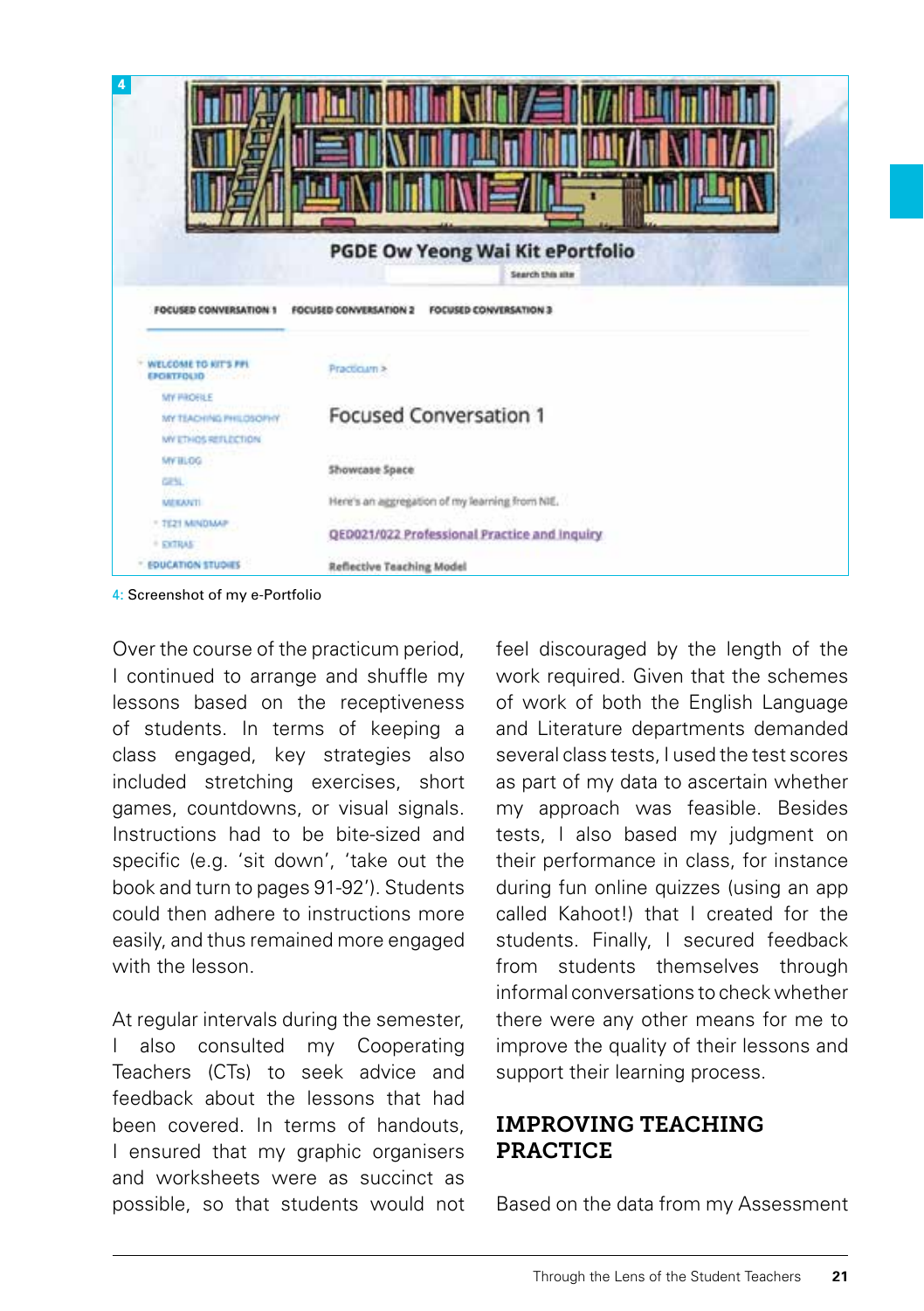4: Screenshot of my e-Portfolio

Over the course of the practicum period, I continued to arrange and shuffle my lessons based on the receptiveness of students. In terms of keeping a class engaged, key strategies also included stretching exercises, short games, countdowns, or visual signals. Instructions had to be bite-sized and specific (e.g. 'sit down', 'take out the book and turn to pages 91-92'). Students could then adhere to instructions more easily, and thus remained more engaged with the lesson.

At regular intervals during the semester, I also consulted my Cooperating Teachers (CTs) to seek advice and feedback about the lessons that had been covered. In terms of handouts, I ensured that my graphic organisers and worksheets were as succinct as possible, so that students would not feel discouraged by the length of the work required. Given that the schemes of work of both the English Language and Literature departments demanded several class tests, I used the test scores as part of my data to ascertain whether my approach was feasible. Besides tests, I also based my judgment on their performance in class, for instance during fun online quizzes (using an app called Kahoot!) that I created for the students. Finally, I secured feedback from students themselves through informal conversations to check whether there were any other means for me to improve the quality of their lessons and support their learning process.

## IMPROVING TEACHING PRACTICE

Based on the data from my Assessment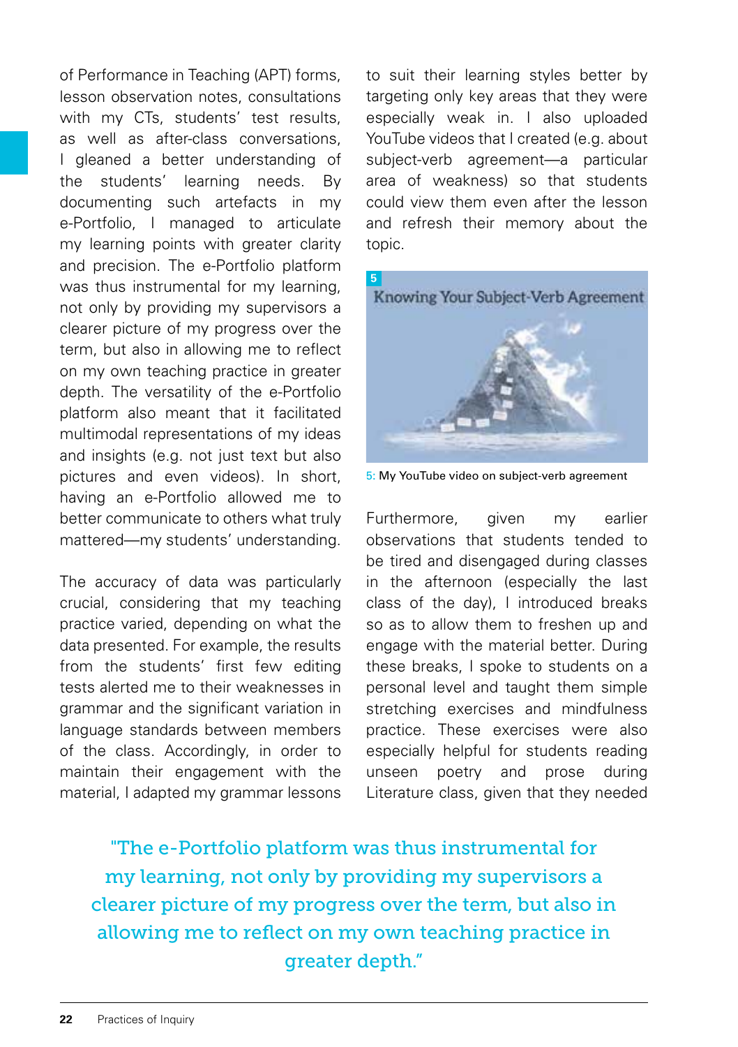of Performance in Teaching (APT) forms, lesson observation notes, consultations with my CTs, students' test results, as well as after-class conversations, I gleaned a better understanding of the students' learning needs. By documenting such artefacts in my e-Portfolio, I managed to articulate my learning points with greater clarity and precision. The e-Portfolio platform was thus instrumental for my learning, not only by providing my supervisors a clearer picture of my progress over the term, but also in allowing me to reflect on my own teaching practice in greater depth. The versatility of the e-Portfolio platform also meant that it facilitated multimodal representations of my ideas and insights (e.g. not just text but also pictures and even videos). In short, having an e-Portfolio allowed me to better communicate to others what truly mattered—my students' understanding.

The accuracy of data was particularly crucial, considering that my teaching practice varied, depending on what the data presented. For example, the results from the students' first few editing tests alerted me to their weaknesses in grammar and the significant variation in language standards between members of the class. Accordingly, in order to maintain their engagement with the material, I adapted my grammar lessons to suit their learning styles better by targeting only key areas that they were especially weak in. I also uploaded YouTube videos that I created (e.g. about subject-verb agreement—a particular area of weakness) so that students could view them even after the lesson and refresh their memory about the topic.

5: My YouTube video on subject-verb agreement

Furthermore, given my earlier observations that students tended to be tired and disengaged during classes in the afternoon (especially the last class of the day), I introduced breaks so as to allow them to freshen up and engage with the material better. During these breaks, I spoke to students on a personal level and taught them simple stretching exercises and mindfulness practice. These exercises were also especially helpful for students reading unseen poetry and prose during Literature class, given that they needed

"The e-Portfolio platform was thus instrumental for my learning, not only by providing my supervisors a clearer picture of my progress over the term, but also in allowing me to reflect on my own teaching practice in greater depth."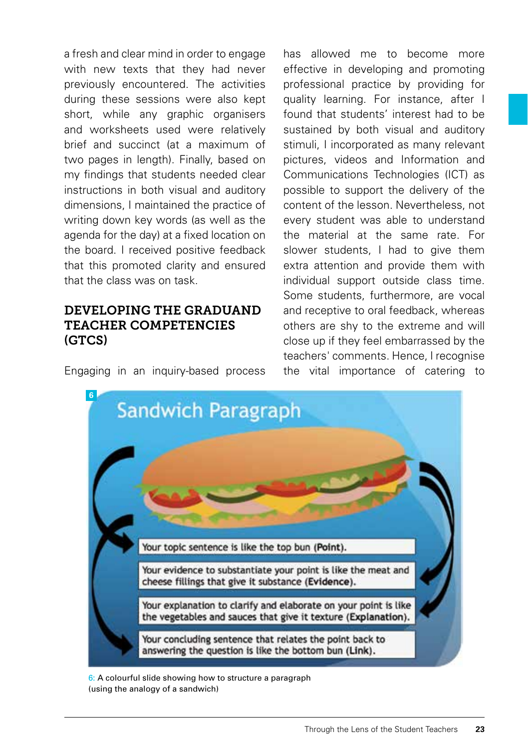a fresh and clear mind in order to engage with new texts that they had never previously encountered. The activities during these sessions were also kept short, while any graphic organisers and worksheets used were relatively brief and succinct (at a maximum of two pages in length). Finally, based on my findings that students needed clear instructions in both visual and auditory dimensions, I maintained the practice of writing down key words (as well as the agenda for the day) at a fixed location on the board. I received positive feedback that this promoted clarity and ensured that the class was on task.

## DEVELOPING THE GRADUAND TEACHER COMPETENCIES (GTCS)

Engaging in an inquiry-based process has allowed me to become more effective in developing and promoting professional practice by providing for quality learning. For instance, after I found that students' interest had to be sustained by both visual and auditory stimuli, I incorporated as many relevant pictures, videos and Information and Communications Technologies (ICT) as possible to support the delivery of the content of the lesson. Nevertheless, not every student was able to understand the material at the same rate. For slower students, I had to give them extra attention and provide them with individual support outside class time. Some students, furthermore, are vocal and receptive to oral feedback, whereas others are shy to the extreme and will close up if they feel embarrassed by the teachers' comments. Hence, I recognise the vital importance of catering to

6: A colourful slide showing how to structure a paragraph (using the analogy of a sandwich)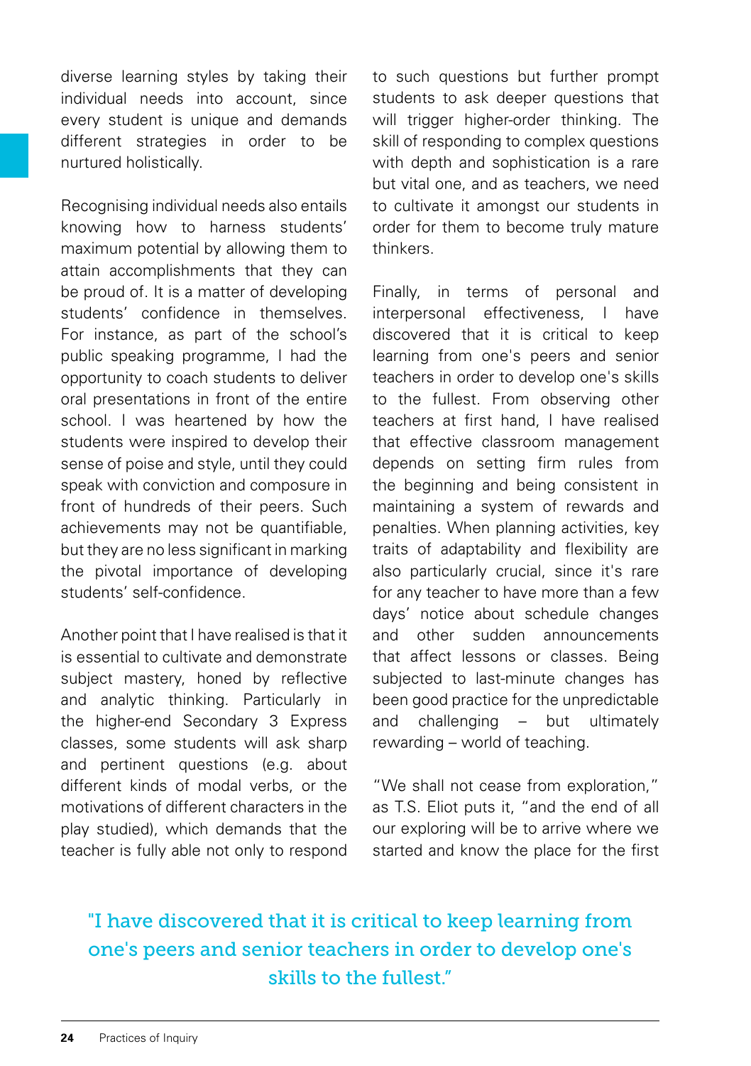diverse learning styles by taking their individual needs into account, since every student is unique and demands different strategies in order to be nurtured holistically.

Recognising individual needs also entails knowing how to harness students' maximum potential by allowing them to attain accomplishments that they can be proud of. It is a matter of developing students' confidence in themselves. For instance, as part of the school's public speaking programme, I had the opportunity to coach students to deliver oral presentations in front of the entire school. I was heartened by how the students were inspired to develop their sense of poise and style, until they could speak with conviction and composure in front of hundreds of their peers. Such achievements may not be quantifiable, but they are no less significant in marking the pivotal importance of developing students' self-confidence.

Another point that I have realised is that it is essential to cultivate and demonstrate subject mastery, honed by reflective and analytic thinking. Particularly in the higher-end Secondary 3 Express classes, some students will ask sharp and pertinent questions (e.g. about different kinds of modal verbs, or the motivations of different characters in the play studied), which demands that the teacher is fully able not only to respond to such questions but further prompt students to ask deeper questions that will trigger higher-order thinking. The skill of responding to complex questions with depth and sophistication is a rare but vital one, and as teachers, we need to cultivate it amongst our students in order for them to become truly mature thinkers.

Finally, in terms of personal and interpersonal effectiveness, I have discovered that it is critical to keep learning from one's peers and senior teachers in order to develop one's skills to the fullest. From observing other teachers at first hand, I have realised that effective classroom management depends on setting firm rules from the beginning and being consistent in maintaining a system of rewards and penalties. When planning activities, key traits of adaptability and flexibility are also particularly crucial, since it's rare for any teacher to have more than a few days' notice about schedule changes and other sudden announcements that affect lessons or classes. Being subjected to last-minute changes has been good practice for the unpredictable and challenging – but ultimately rewarding – world of teaching.

"We shall not cease from exploration," as T.S. Eliot puts it, "and the end of all our exploring will be to arrive where we started and know the place for the first

"I have discovered that it is critical to keep learning from one's peers and senior teachers in order to develop one's skills to the fullest."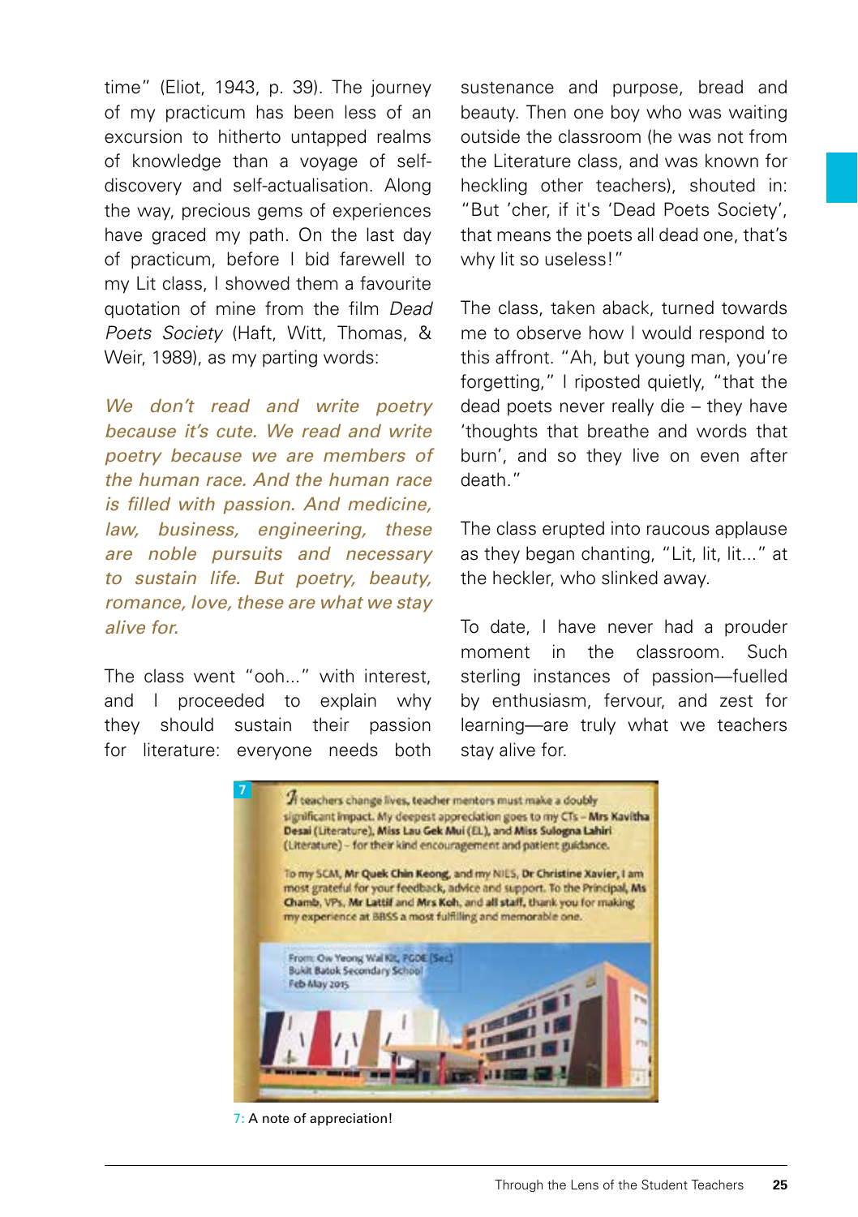time" (Eliot, 1943, p. 39). The journey of my practicum has been less of an excursion to hitherto untapped realms of knowledge than a voyage of self-discovery and self-actualisation. Along the way, precious gems of experiences have graced my path. On the last day of practicum, before I bid farewell to my Lit class, I showed them a favourite quotation of mine from the film *Dead Poets Society* (Haft, Witt, Thomas, & Weir, 1989), as my parting words:

*We don't read and write poetry because it's cute. We read and write poetry because we are members of the human race. And the human race is filled with passion. And medicine, law, business, engineering, these are noble pursuits and necessary to sustain life. But poetry, beauty, romance, love, these are what we stay alive for.*

The class went "ooh..." with interest, and I proceeded to explain why they should sustain their passion for literature: everyone needs both sustenance and purpose, bread and beauty. Then one boy who was waiting outside the classroom (he was not from the Literature class, and was known for heckling other teachers), shouted in: "But 'cher, if it's 'Dead Poets Society', that means the poets all dead one, that's why lit so useless!"

The class, taken aback, turned towards me to observe how I would respond to this affront. "Ah, but young man, you're forgetting," I riposted quietly, "that the dead poets never really die – they have 'thoughts that breathe and words that burn', and so they live on even after death."

The class erupted into raucous applause as they began chanting, "Lit, lit, lit..." at the heckler, who slinked away.

To date, I have never had a prouder moment in the classroom. Such sterling instances of passion—fuelled by enthusiasm, fervour, and zest for learning—are truly what we teachers stay alive for.

7

If teachers change lives, teacher mentors must make a doubly significant impact. My deepest appreciation goes to my CTs – **Mrs Kavitha Desai** (Literature), **Miss Lau Gek Mui** (EL), and **Miss Sulogna Lahiri** (Literature) – for their kind encouragement and patient guidance.

To my SCM, **Mr Quek Chin Keong**, and my NIES, **Dr Christine Xavier**, I am most grateful for your feedback, advice and support. To the Principal, **Ms Chamb**, VPs, **Mr Lattif** and **Mrs Koh**, and **all staff**, thank you for making my experience at BBSS a most fulfilling and memorable one.

From: Ow Yeong Wai Kit, PGDE (Sec)
Bukit Batok Secondary School
Feb-May 2015

7: A note of appreciation!